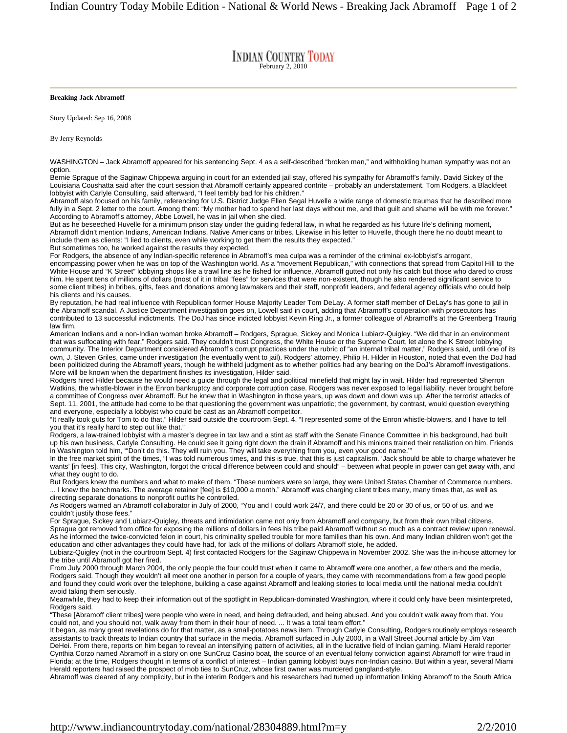# INDIAN COUNTRY TODAY

February 2, 2010

**Breaking Jack Abramoff**

Story Updated: Sep 16, 2008

By Jerry Reynolds

WASHINGTON – Jack Abramoff appeared for his sentencing Sept. 4 as a self-described "broken man," and withholding human sympathy was not an option.

Bernie Sprague of the Saginaw Chippewa arguing in court for an extended jail stay, offered his sympathy for Abramoff's family. David Sickey of the Louisiana Coushatta said after the court session that Abramoff certainly appeared contrite – probably an understatement. Tom Rodgers, a Blackfeet lobbyist with Carlyle Consulting, said afterward, "I feel terribly bad for his children."

Abramoff also focused on his family, referencing for U.S. District Judge Ellen Segal Huvelle a wide range of domestic traumas that he described more fully in a Sept. 2 letter to the court. Among them: "My mother had to spend her last days without me, and that guilt and shame will be with me forever." According to Abramoff's attorney, Abbe Lowell, he was in jail when she died.

But as he beseeched Huvelle for a minimum prison stay under the guiding federal law, in what he regarded as his future life's defining moment, Abramoff didn't mention Indians, American Indians, Native Americans or tribes. Likewise in his letter to Huvelle, though there he no doubt meant to include them as clients: "I lied to clients, even while working to get them the results they expected."

But sometimes too, he worked against the results they expected.

For Rodgers, the absence of any Indian-specific reference in Abramoff's mea culpa was a reminder of the criminal ex-lobbyist's arrogant, encompassing power when he was on top of the Washington world. As a "movement Republican," with connections that spread from Capitol Hill to the White House and "K Street" lobbying shops like a trawl line as he fished for influence, Abramoff gutted not only his catch but those who dared to cross him. He spent tens of millions of dollars (most of it in tribal "fees" for services that were non-existent, though he also rendered significant service to some client tribes) in bribes, gifts, fees and donations among lawmakers and their staff, nonprofit leaders, and federal agency officials who could help his clients and his causes.

By reputation, he had real influence with Republican former House Majority Leader Tom DeLay. A former staff member of DeLay's has gone to jail in the Abramoff scandal. A Justice Department investigation goes on, Lowell said in court, adding that Abramoff's cooperation with prosecutors has contributed to 13 successful indictments. The DoJ has since indicted lobbyist Kevin Ring Jr., a former colleague of Abramoff's at the Greenberg Traurig law firm.

American Indians and a non-Indian woman broke Abramoff – Rodgers, Sprague, Sickey and Monica Lubiarz-Quigley. "We did that in an environment that was suffocating with fear," Rodgers said. They couldn't trust Congress, the White House or the Supreme Court, let alone the K Street lobbying community. The Interior Department considered Abramoff's corrupt practices under the rubric of "an internal tribal matter," Rodgers said, until one of its own, J. Steven Griles, came under investigation (he eventually went to jail). Rodgers' attorney, Philip H. Hilder in Houston, noted that even the DoJ had been politicized during the Abramoff years, though he withheld judgment as to whether politics had any bearing on the DoJ's Abramoff investigations. More will be known when the department finishes its investigation, Hilder said.

Rodgers hired Hilder because he would need a guide through the legal and political minefield that might lay in wait. Hilder had represented Sherron Watkins, the whistle-blower in the Enron bankruptcy and corporate corruption case. Rodgers was never exposed to legal liability, never brought before a committee of Congress over Abramoff. But he knew that in Washington in those years, up was down and down was up. After the terrorist attacks of Sept. 11, 2001, the attitude had come to be that questioning the government was unpatriotic; the government, by contrast, would question everything and everyone, especially a lobbyist who could be cast as an Abramoff competitor.

"It really took guts for Tom to do that," Hilder said outside the courtroom Sept. 4. "I represented some of the Enron whistle-blowers, and I have to tell you that it's really hard to step out like that."

Rodgers, a law-trained lobbyist with a master's degree in tax law and a stint as staff with the Senate Finance Committee in his background, had built up his own business, Carlyle Consulting. He could see it going right down the drain if Abramoff and his minions trained their retaliation on him. Friends in Washington told him, "'Don't do this. They will ruin you. They will take everything from you, even your good name.'"

In the free market spirit of the times, "I was told numerous times, and this is true, that this is just capitalism. 'Jack should be able to charge whatever he wants' [in fees]. This city, Washington, forgot the critical difference between could and should" – between what people in power can get away with, and what they ought to do.

But Rodgers knew the numbers and what to make of them. "These numbers were so large, they were United States Chamber of Commerce numbers. ... I knew the benchmarks. The average retainer [fee] is $10,000 a month." Abramoff was charging client tribes many, many times that, as well as directing separate donations to nonprofit outfits he controlled.

As Rodgers warned an Abramoff collaborator in July of 2000, "You and I could work 24/7, and there could be 20 or 30 of us, or 50 of us, and we couldn't justify those fees."

For Sprague, Sickey and Lubiarz-Quigley, threats and intimidation came not only from Abramoff and company, but from their own tribal citizens. Sprague got removed from office for exposing the millions of dollars in fees his tribe paid Abramoff without so much as a contract review upon renewal. As he informed the twice-convicted felon in court, his criminality spelled trouble for more families than his own. And many Indian children won't get the education and other advantages they could have had, for lack of the millions of dollars Abramoff stole, he added.

Lubiarz-Quigley (not in the courtroom Sept. 4) first contacted Rodgers for the Saginaw Chippewa in November 2002. She was the in-house attorney for the tribe until Abramoff got her fired.

From July 2000 through March 2004, the only people the four could trust when it came to Abramoff were one another, a few others and the media, Rodgers said. Though they wouldn't all meet one another in person for a couple of years, they came with recommendations from a few good people and found they could work over the telephone, building a case against Abramoff and leaking stories to local media until the national media couldn't avoid taking them seriously.

Meanwhile, they had to keep their information out of the spotlight in Republican-dominated Washington, where it could only have been misinterpreted, Rodgers said.

"These [Abramoff client tribes] were people who were in need, and being defrauded, and being abused. And you couldn't walk away from that. You could not, and you should not, walk away from them in their hour of need. ... It was a total team effort."

It began, as many great revelations do for that matter, as a small-potatoes news item. Through Carlyle Consulting, Rodgers routinely employs research assistants to track threats to Indian country that surface in the media. Abramoff surfaced in July 2000, in a Wall Street Journal article by Jim Van DeHei. From there, reports on him began to reveal an intensifying pattern of activities, all in the lucrative field of Indian gaming. Miami Herald reporter Cynthia Corzo named Abramoff in a story on one SunCruz Casino boat, the source of an eventual felony conviction against Abramoff for wire fraud in Florida; at the time, Rodgers thought in terms of a conflict of interest – Indian gaming lobbyist buys non-Indian casino. But within a year, several Miami Herald reporters had raised the prospect of mob ties to SunCruz, whose first owner was murdered gangland-style.

Abramoff was cleared of any complicity, but in the interim Rodgers and his researchers had turned up information linking Abramoff to the South Africa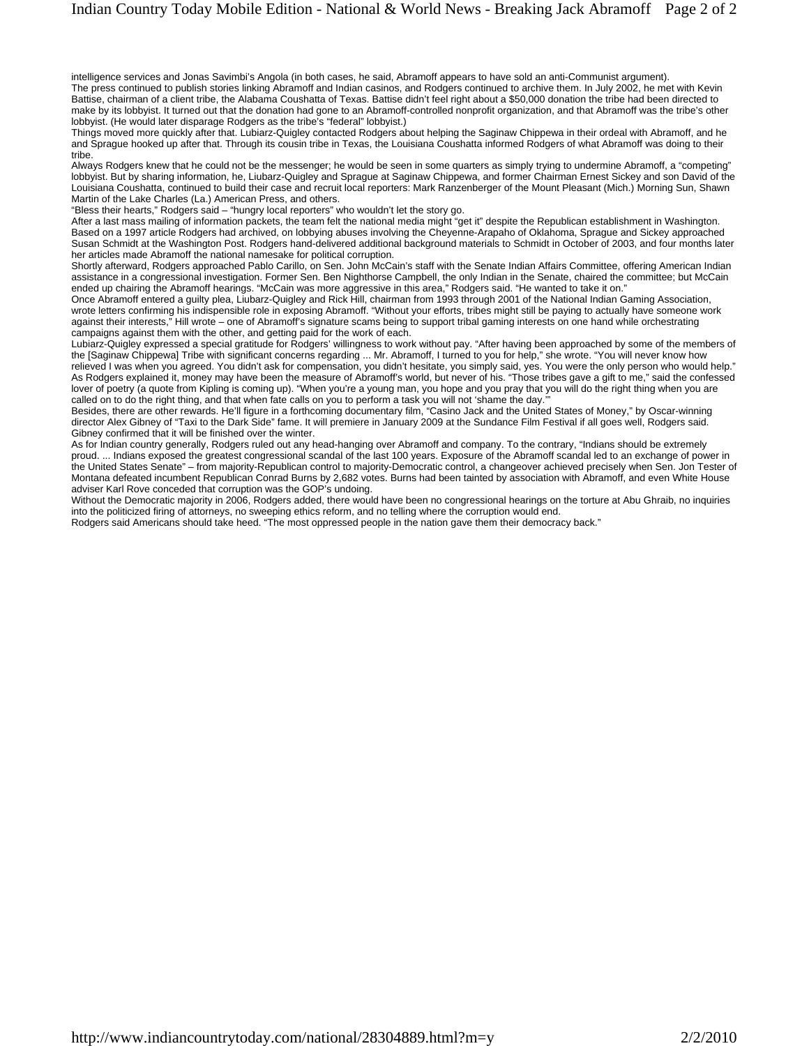intelligence services and Jonas Savimbi's Angola (in both cases, he said, Abramoff appears to have sold an anti-Communist argument).

The press continued to publish stories linking Abramoff and Indian casinos, and Rodgers continued to archive them. In July 2002, he met with Kevin Battise, chairman of a client tribe, the Alabama Coushatta of Texas. Battise didn't feel right about a $50,000 donation the tribe had been directed to make by its lobbyist. It turned out that the donation had gone to an Abramoff-controlled nonprofit organization, and that Abramoff was the tribe's other lobbyist. (He would later disparage Rodgers as the tribe's "federal" lobbyist.)

Things moved more quickly after that. Lubiarz-Quigley contacted Rodgers about helping the Saginaw Chippewa in their ordeal with Abramoff, and he and Sprague hooked up after that. Through its cousin tribe in Texas, the Louisiana Coushatta informed Rodgers of what Abramoff was doing to their tribe.

Always Rodgers knew that he could not be the messenger; he would be seen in some quarters as simply trying to undermine Abramoff, a "competing" lobbyist. But by sharing information, he, Liubarz-Quigley and Sprague at Saginaw Chippewa, and former Chairman Ernest Sickey and son David of the Louisiana Coushatta, continued to build their case and recruit local reporters: Mark Ranzenberger of the Mount Pleasant (Mich.) Morning Sun, Shawn Martin of the Lake Charles (La.) American Press, and others.

"Bless their hearts," Rodgers said – "hungry local reporters" who wouldn't let the story go.

After a last mass mailing of information packets, the team felt the national media might "get it" despite the Republican establishment in Washington. Based on a 1997 article Rodgers had archived, on lobbying abuses involving the Cheyenne-Arapaho of Oklahoma, Sprague and Sickey approached Susan Schmidt at the Washington Post. Rodgers hand-delivered additional background materials to Schmidt in October of 2003, and four months later her articles made Abramoff the national namesake for political corruption.

Shortly afterward, Rodgers approached Pablo Carillo, on Sen. John McCain's staff with the Senate Indian Affairs Committee, offering American Indian assistance in a congressional investigation. Former Sen. Ben Nighthorse Campbell, the only Indian in the Senate, chaired the committee; but McCain ended up chairing the Abramoff hearings. "McCain was more aggressive in this area," Rodgers said. "He wanted to take it on."

Once Abramoff entered a guilty plea, Liubarz-Quigley and Rick Hill, chairman from 1993 through 2001 of the National Indian Gaming Association, wrote letters confirming his indispensible role in exposing Abramoff. "Without your efforts, tribes might still be paying to actually have someone work against their interests," Hill wrote – one of Abramoff's signature scams being to support tribal gaming interests on one hand while orchestrating campaigns against them with the other, and getting paid for the work of each.

Lubiarz-Quigley expressed a special gratitude for Rodgers' willingness to work without pay. "After having been approached by some of the members of the [Saginaw Chippewa] Tribe with significant concerns regarding ... Mr. Abramoff, I turned to you for help," she wrote. "You will never know how relieved I was when you agreed. You didn't ask for compensation, you didn't hesitate, you simply said, yes. You were the only person who would help."

As Rodgers explained it, money may have been the measure of Abramoff's world, but never of his. "Those tribes gave a gift to me," said the confessed lover of poetry (a quote from Kipling is coming up). "When you're a young man, you hope and you pray that you will do the right thing when you are called on to do the right thing, and that when fate calls on you to perform a task you will not 'shame the day.'"

Besides, there are other rewards. He'll figure in a forthcoming documentary film, "Casino Jack and the United States of Money," by Oscar-winning director Alex Gibney of "Taxi to the Dark Side" fame. It will premiere in January 2009 at the Sundance Film Festival if all goes well, Rodgers said. Gibney confirmed that it will be finished over the winter.

As for Indian country generally, Rodgers ruled out any head-hanging over Abramoff and company. To the contrary, "Indians should be extremely proud. ... Indians exposed the greatest congressional scandal of the last 100 years. Exposure of the Abramoff scandal led to an exchange of power in the United States Senate" – from majority-Republican control to majority-Democratic control, a changeover achieved precisely when Sen. Jon Tester of Montana defeated incumbent Republican Conrad Burns by 2,682 votes. Burns had been tainted by association with Abramoff, and even White House adviser Karl Rove conceded that corruption was the GOP's undoing.

Without the Democratic majority in 2006, Rodgers added, there would have been no congressional hearings on the torture at Abu Ghraib, no inquiries into the politicized firing of attorneys, no sweeping ethics reform, and no telling where the corruption would end.

Rodgers said Americans should take heed. "The most oppressed people in the nation gave them their democracy back."